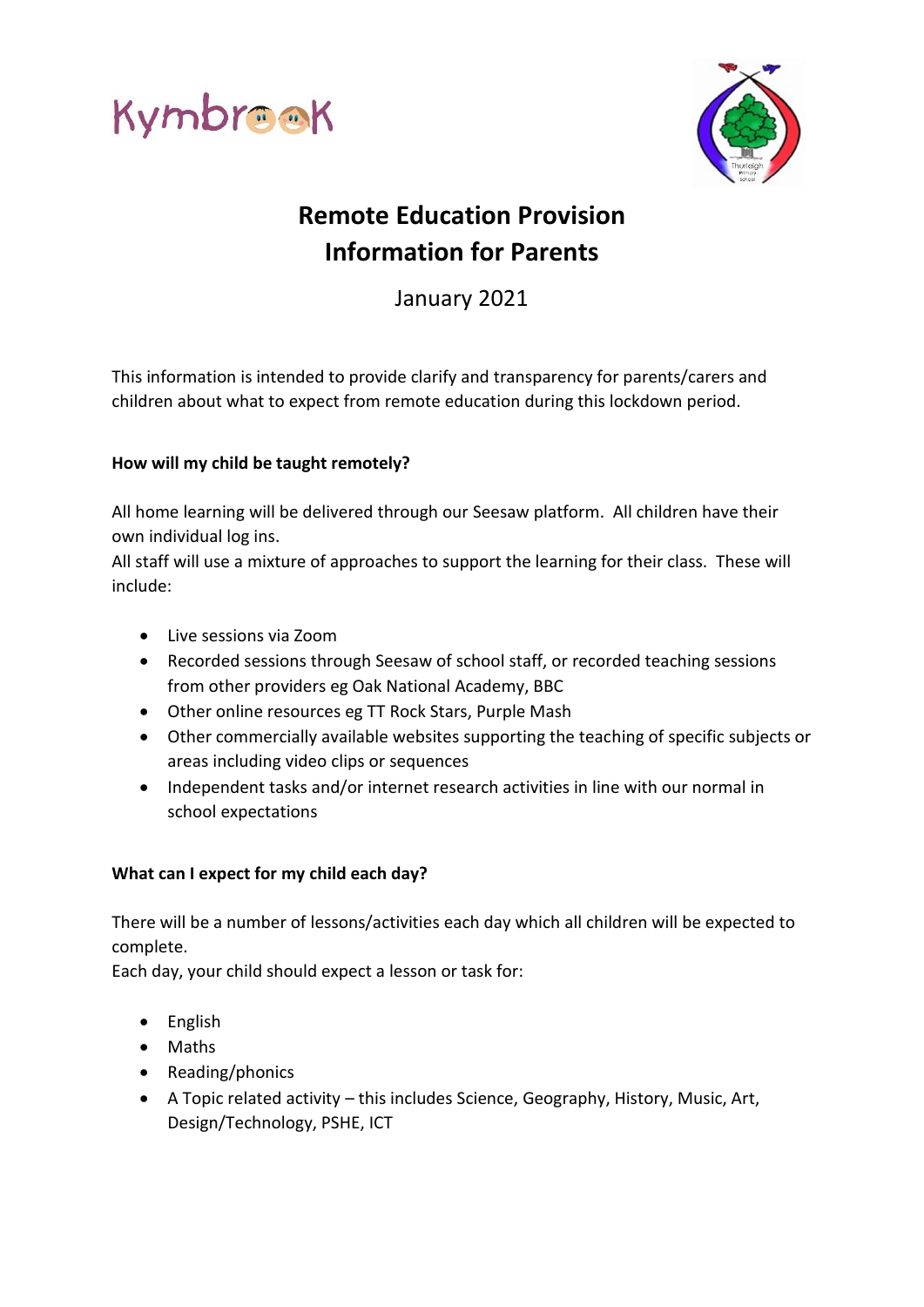Kymbrook

Thurleigh Primary School

# Remote Education Provision
# Information for Parents

January 2021

This information is intended to provide clarify and transparency for parents/carers and children about what to expect from remote education during this lockdown period.

**How will my child be taught remotely?**

All home learning will be delivered through our Seesaw platform. All children have their own individual log ins.
All staff will use a mixture of approaches to support the learning for their class. These will include:

- Live sessions via Zoom
- Recorded sessions through Seesaw of school staff, or recorded teaching sessions from other providers eg Oak National Academy, BBC
- Other online resources eg TT Rock Stars, Purple Mash
- Other commercially available websites supporting the teaching of specific subjects or areas including video clips or sequences
- Independent tasks and/or internet research activities in line with our normal in school expectations

**What can I expect for my child each day?**

There will be a number of lessons/activities each day which all children will be expected to complete.
Each day, your child should expect a lesson or task for:

- English
- Maths
- Reading/phonics
- A Topic related activity – this includes Science, Geography, History, Music, Art, Design/Technology, PSHE, ICT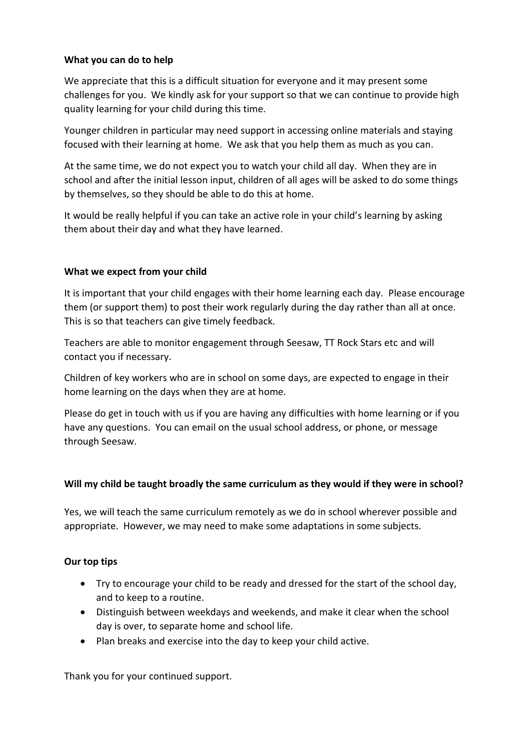**What you can do to help**

We appreciate that this is a difficult situation for everyone and it may present some challenges for you. We kindly ask for your support so that we can continue to provide high quality learning for your child during this time.

Younger children in particular may need support in accessing online materials and staying focused with their learning at home. We ask that you help them as much as you can.

At the same time, we do not expect you to watch your child all day. When they are in school and after the initial lesson input, children of all ages will be asked to do some things by themselves, so they should be able to do this at home.

It would be really helpful if you can take an active role in your child's learning by asking them about their day and what they have learned.

**What we expect from your child**

It is important that your child engages with their home learning each day. Please encourage them (or support them) to post their work regularly during the day rather than all at once. This is so that teachers can give timely feedback.

Teachers are able to monitor engagement through Seesaw, TT Rock Stars etc and will contact you if necessary.

Children of key workers who are in school on some days, are expected to engage in their home learning on the days when they are at home.

Please do get in touch with us if you are having any difficulties with home learning or if you have any questions. You can email on the usual school address, or phone, or message through Seesaw.

**Will my child be taught broadly the same curriculum as they would if they were in school?**

Yes, we will teach the same curriculum remotely as we do in school wherever possible and appropriate. However, we may need to make some adaptations in some subjects.

**Our top tips**

- Try to encourage your child to be ready and dressed for the start of the school day, and to keep to a routine.
- Distinguish between weekdays and weekends, and make it clear when the school day is over, to separate home and school life.
- Plan breaks and exercise into the day to keep your child active.

Thank you for your continued support.